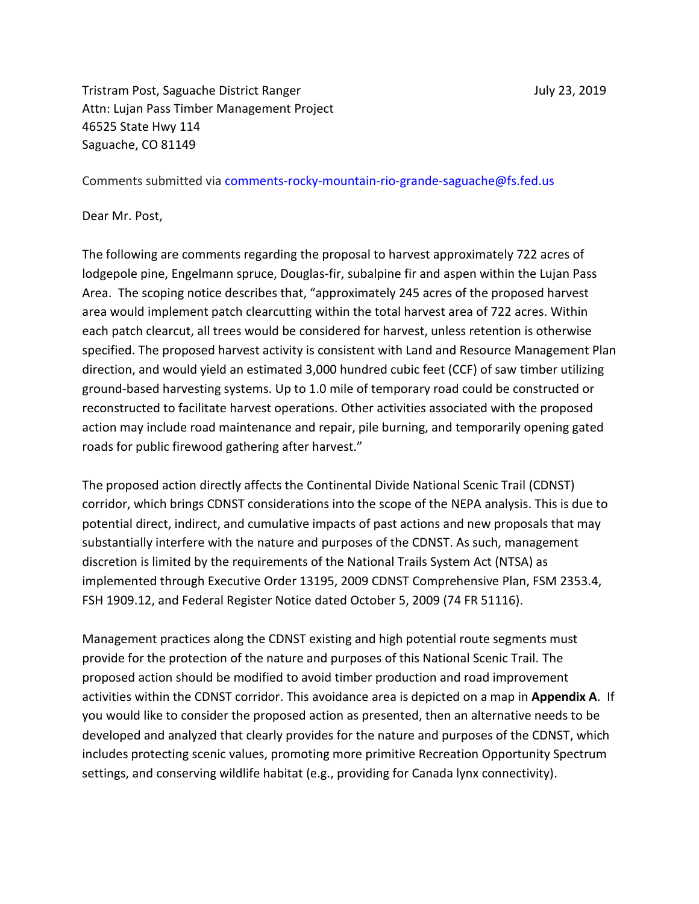Tristram Post, Saguache District Ranger
Attn: Lujan Pass Timber Management Project
46525 State Hwy 114
Saguache, CO 81149

July 23, 2019

Comments submitted via comments-rocky-mountain-rio-grande-saguache@fs.fed.us

Dear Mr. Post,

The following are comments regarding the proposal to harvest approximately 722 acres of lodgepole pine, Engelmann spruce, Douglas-fir, subalpine fir and aspen within the Lujan Pass Area. The scoping notice describes that, "approximately 245 acres of the proposed harvest area would implement patch clearcutting within the total harvest area of 722 acres. Within each patch clearcut, all trees would be considered for harvest, unless retention is otherwise specified. The proposed harvest activity is consistent with Land and Resource Management Plan direction, and would yield an estimated 3,000 hundred cubic feet (CCF) of saw timber utilizing ground-based harvesting systems. Up to 1.0 mile of temporary road could be constructed or reconstructed to facilitate harvest operations. Other activities associated with the proposed action may include road maintenance and repair, pile burning, and temporarily opening gated roads for public firewood gathering after harvest."

The proposed action directly affects the Continental Divide National Scenic Trail (CDNST) corridor, which brings CDNST considerations into the scope of the NEPA analysis. This is due to potential direct, indirect, and cumulative impacts of past actions and new proposals that may substantially interfere with the nature and purposes of the CDNST. As such, management discretion is limited by the requirements of the National Trails System Act (NTSA) as implemented through Executive Order 13195, 2009 CDNST Comprehensive Plan, FSM 2353.4, FSH 1909.12, and Federal Register Notice dated October 5, 2009 (74 FR 51116).

Management practices along the CDNST existing and high potential route segments must provide for the protection of the nature and purposes of this National Scenic Trail. The proposed action should be modified to avoid timber production and road improvement activities within the CDNST corridor. This avoidance area is depicted on a map in **Appendix A**. If you would like to consider the proposed action as presented, then an alternative needs to be developed and analyzed that clearly provides for the nature and purposes of the CDNST, which includes protecting scenic values, promoting more primitive Recreation Opportunity Spectrum settings, and conserving wildlife habitat (e.g., providing for Canada lynx connectivity).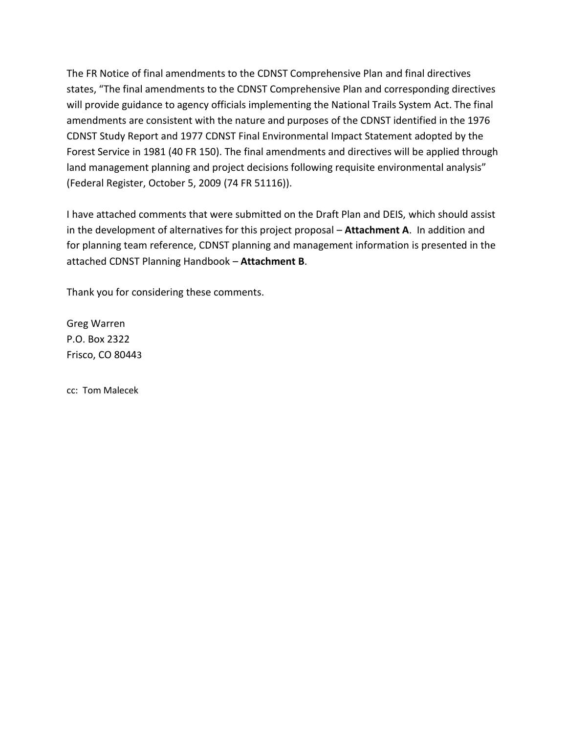The FR Notice of final amendments to the CDNST Comprehensive Plan and final directives states, "The final amendments to the CDNST Comprehensive Plan and corresponding directives will provide guidance to agency officials implementing the National Trails System Act. The final amendments are consistent with the nature and purposes of the CDNST identified in the 1976 CDNST Study Report and 1977 CDNST Final Environmental Impact Statement adopted by the Forest Service in 1981 (40 FR 150). The final amendments and directives will be applied through land management planning and project decisions following requisite environmental analysis" (Federal Register, October 5, 2009 (74 FR 51116)).

I have attached comments that were submitted on the Draft Plan and DEIS, which should assist in the development of alternatives for this project proposal – **Attachment A**. In addition and for planning team reference, CDNST planning and management information is presented in the attached CDNST Planning Handbook – **Attachment B**.

Thank you for considering these comments.

Greg Warren
P.O. Box 2322
Frisco, CO 80443

cc: Tom Malecek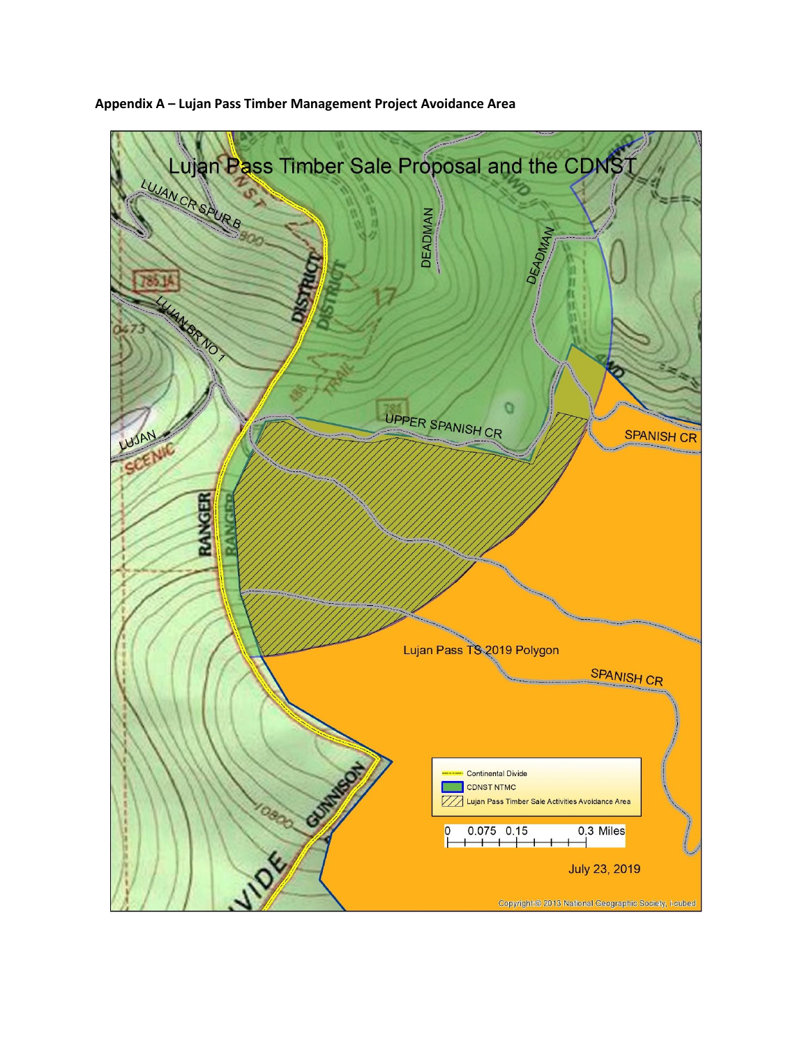**Appendix A – Lujan Pass Timber Management Project Avoidance Area**

Lujan Pass Timber Sale Proposal and the CDNST

LUJAN CR SPUR B

DEADMAN

DEADMAN

DISTRICT

DISTRICT

TRAIL

LUJAN BR NO 1

LUJAN

SCENIC

UPPER SPANISH CR

SPANISH CR

RANGER

RANGER

Lujan Pass TS 2019 Polygon

SPANISH CR

GUNNISON

DIVIDE

Continental Divide

CDNST NTMC

Lujan Pass Timber Sale Activities Avoidance Area

0 0.075 0.15 0.3 Miles

July 23, 2019

Copyright © 2013 National Geographic Society, i-cubed